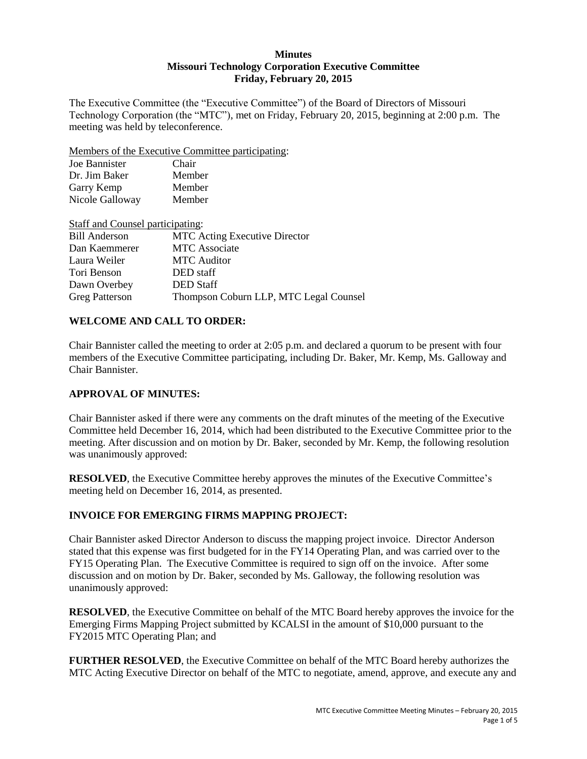# Minutes
## Missouri Technology Corporation Executive Committee
### Friday, February 20, 2015

The Executive Committee (the "Executive Committee") of the Board of Directors of Missouri Technology Corporation (the "MTC"), met on Friday, February 20, 2015, beginning at 2:00 p.m. The meeting was held by teleconference.

Members of the Executive Committee participating:

| | |
|---|---|
| Joe Bannister | Chair |
| Dr. Jim Baker | Member |
| Garry Kemp | Member |
| Nicole Galloway | Member |

Staff and Counsel participating:

| | |
|---|---|
| Bill Anderson | MTC Acting Executive Director |
| Dan Kaemmerer | MTC Associate |
| Laura Weiler | MTC Auditor |
| Tori Benson | DED staff |
| Dawn Overbey | DED Staff |
| Greg Patterson | Thompson Coburn LLP, MTC Legal Counsel |

**WELCOME AND CALL TO ORDER:**

Chair Bannister called the meeting to order at 2:05 p.m. and declared a quorum to be present with four members of the Executive Committee participating, including Dr. Baker, Mr. Kemp, Ms. Galloway and Chair Bannister.

**APPROVAL OF MINUTES:**

Chair Bannister asked if there were any comments on the draft minutes of the meeting of the Executive Committee held December 16, 2014, which had been distributed to the Executive Committee prior to the meeting. After discussion and on motion by Dr. Baker, seconded by Mr. Kemp, the following resolution was unanimously approved:

**RESOLVED**, the Executive Committee hereby approves the minutes of the Executive Committee's meeting held on December 16, 2014, as presented.

**INVOICE FOR EMERGING FIRMS MAPPING PROJECT:**

Chair Bannister asked Director Anderson to discuss the mapping project invoice. Director Anderson stated that this expense was first budgeted for in the FY14 Operating Plan, and was carried over to the FY15 Operating Plan. The Executive Committee is required to sign off on the invoice. After some discussion and on motion by Dr. Baker, seconded by Ms. Galloway, the following resolution was unanimously approved:

**RESOLVED**, the Executive Committee on behalf of the MTC Board hereby approves the invoice for the Emerging Firms Mapping Project submitted by KCALSI in the amount of $10,000 pursuant to the FY2015 MTC Operating Plan; and

**FURTHER RESOLVED**, the Executive Committee on behalf of the MTC Board hereby authorizes the MTC Acting Executive Director on behalf of the MTC to negotiate, amend, approve, and execute any and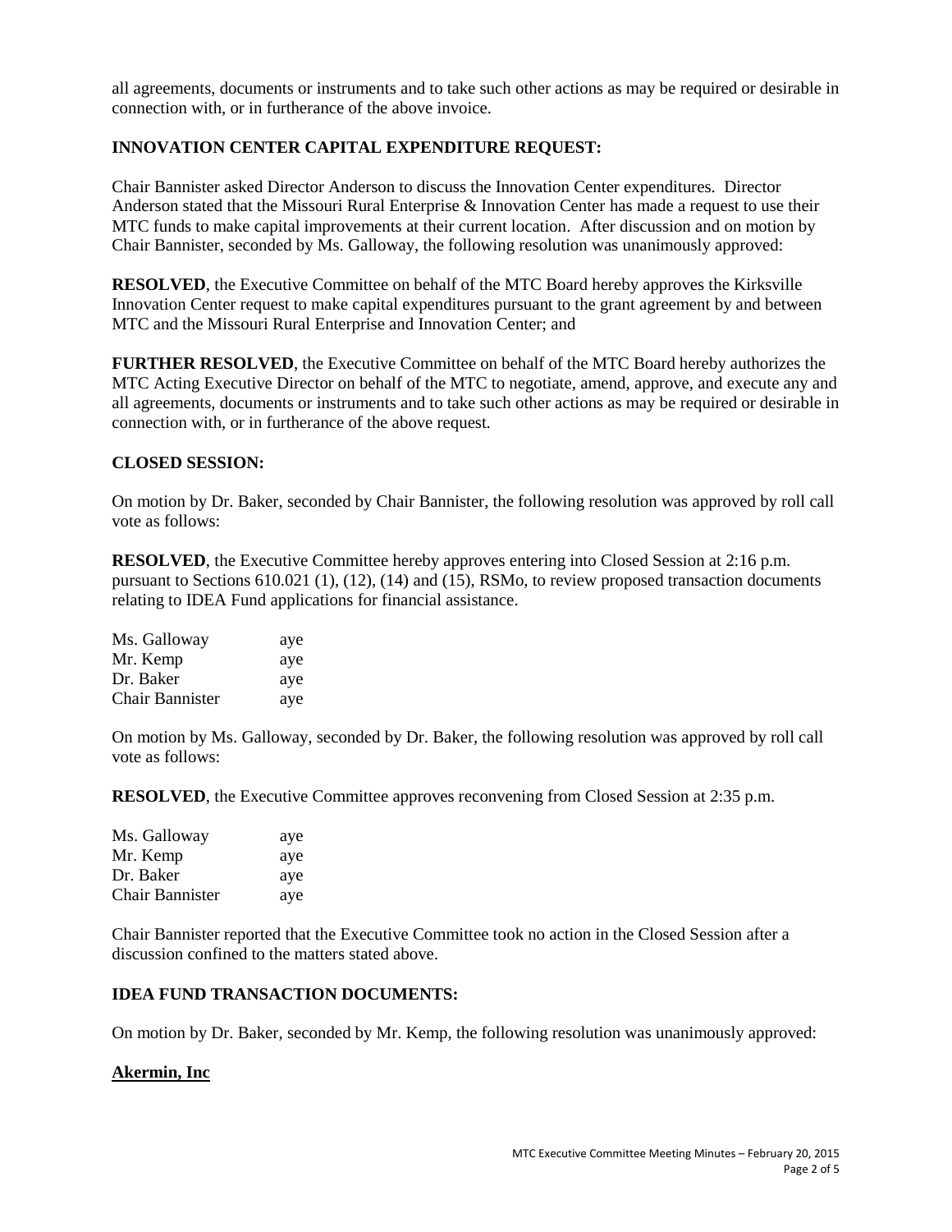all agreements, documents or instruments and to take such other actions as may be required or desirable in connection with, or in furtherance of the above invoice.

**INNOVATION CENTER CAPITAL EXPENDITURE REQUEST:**

Chair Bannister asked Director Anderson to discuss the Innovation Center expenditures. Director Anderson stated that the Missouri Rural Enterprise & Innovation Center has made a request to use their MTC funds to make capital improvements at their current location. After discussion and on motion by Chair Bannister, seconded by Ms. Galloway, the following resolution was unanimously approved:

**RESOLVED**, the Executive Committee on behalf of the MTC Board hereby approves the Kirksville Innovation Center request to make capital expenditures pursuant to the grant agreement by and between MTC and the Missouri Rural Enterprise and Innovation Center; and

**FURTHER RESOLVED**, the Executive Committee on behalf of the MTC Board hereby authorizes the MTC Acting Executive Director on behalf of the MTC to negotiate, amend, approve, and execute any and all agreements, documents or instruments and to take such other actions as may be required or desirable in connection with, or in furtherance of the above request.

**CLOSED SESSION:**

On motion by Dr. Baker, seconded by Chair Bannister, the following resolution was approved by roll call vote as follows:

**RESOLVED**, the Executive Committee hereby approves entering into Closed Session at 2:16 p.m. pursuant to Sections 610.021 (1), (12), (14) and (15), RSMo, to review proposed transaction documents relating to IDEA Fund applications for financial assistance.

| | |
|---|---|
| Ms. Galloway | aye |
| Mr. Kemp | aye |
| Dr. Baker | aye |
| Chair Bannister | aye |

On motion by Ms. Galloway, seconded by Dr. Baker, the following resolution was approved by roll call vote as follows:

**RESOLVED**, the Executive Committee approves reconvening from Closed Session at 2:35 p.m.

| | |
|---|---|
| Ms. Galloway | aye |
| Mr. Kemp | aye |
| Dr. Baker | aye |
| Chair Bannister | aye |

Chair Bannister reported that the Executive Committee took no action in the Closed Session after a discussion confined to the matters stated above.

**IDEA FUND TRANSACTION DOCUMENTS:**

On motion by Dr. Baker, seconded by Mr. Kemp, the following resolution was unanimously approved:

**Akermin, Inc**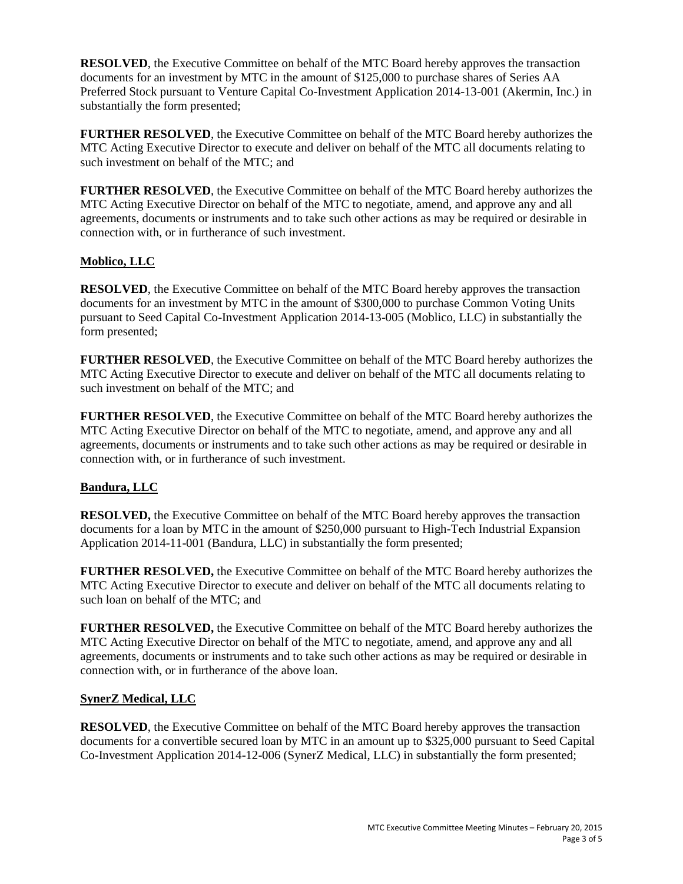**RESOLVED**, the Executive Committee on behalf of the MTC Board hereby approves the transaction documents for an investment by MTC in the amount of $125,000 to purchase shares of Series AA Preferred Stock pursuant to Venture Capital Co-Investment Application 2014-13-001 (Akermin, Inc.) in substantially the form presented;

**FURTHER RESOLVED**, the Executive Committee on behalf of the MTC Board hereby authorizes the MTC Acting Executive Director to execute and deliver on behalf of the MTC all documents relating to such investment on behalf of the MTC; and

**FURTHER RESOLVED**, the Executive Committee on behalf of the MTC Board hereby authorizes the MTC Acting Executive Director on behalf of the MTC to negotiate, amend, and approve any and all agreements, documents or instruments and to take such other actions as may be required or desirable in connection with, or in furtherance of such investment.

**Moblico, LLC**

**RESOLVED**, the Executive Committee on behalf of the MTC Board hereby approves the transaction documents for an investment by MTC in the amount of $300,000 to purchase Common Voting Units pursuant to Seed Capital Co-Investment Application 2014-13-005 (Moblico, LLC) in substantially the form presented;

**FURTHER RESOLVED**, the Executive Committee on behalf of the MTC Board hereby authorizes the MTC Acting Executive Director to execute and deliver on behalf of the MTC all documents relating to such investment on behalf of the MTC; and

**FURTHER RESOLVED**, the Executive Committee on behalf of the MTC Board hereby authorizes the MTC Acting Executive Director on behalf of the MTC to negotiate, amend, and approve any and all agreements, documents or instruments and to take such other actions as may be required or desirable in connection with, or in furtherance of such investment.

**Bandura, LLC**

**RESOLVED,** the Executive Committee on behalf of the MTC Board hereby approves the transaction documents for a loan by MTC in the amount of $250,000 pursuant to High-Tech Industrial Expansion Application 2014-11-001 (Bandura, LLC) in substantially the form presented;

**FURTHER RESOLVED,** the Executive Committee on behalf of the MTC Board hereby authorizes the MTC Acting Executive Director to execute and deliver on behalf of the MTC all documents relating to such loan on behalf of the MTC; and

**FURTHER RESOLVED,** the Executive Committee on behalf of the MTC Board hereby authorizes the MTC Acting Executive Director on behalf of the MTC to negotiate, amend, and approve any and all agreements, documents or instruments and to take such other actions as may be required or desirable in connection with, or in furtherance of the above loan.

**SynerZ Medical, LLC**

**RESOLVED**, the Executive Committee on behalf of the MTC Board hereby approves the transaction documents for a convertible secured loan by MTC in an amount up to $325,000 pursuant to Seed Capital Co-Investment Application 2014-12-006 (SynerZ Medical, LLC) in substantially the form presented;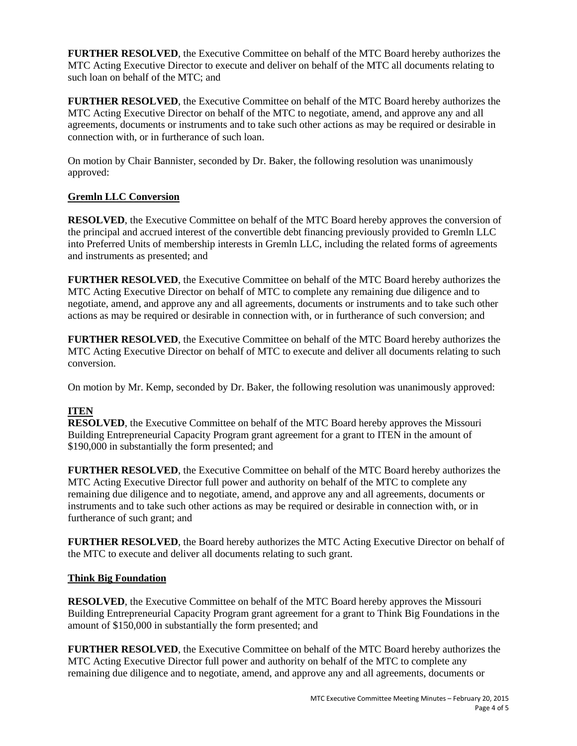**FURTHER RESOLVED**, the Executive Committee on behalf of the MTC Board hereby authorizes the MTC Acting Executive Director to execute and deliver on behalf of the MTC all documents relating to such loan on behalf of the MTC; and

**FURTHER RESOLVED**, the Executive Committee on behalf of the MTC Board hereby authorizes the MTC Acting Executive Director on behalf of the MTC to negotiate, amend, and approve any and all agreements, documents or instruments and to take such other actions as may be required or desirable in connection with, or in furtherance of such loan.

On motion by Chair Bannister, seconded by Dr. Baker, the following resolution was unanimously approved:

**Gremln LLC Conversion**

**RESOLVED**, the Executive Committee on behalf of the MTC Board hereby approves the conversion of the principal and accrued interest of the convertible debt financing previously provided to Gremln LLC into Preferred Units of membership interests in Gremln LLC, including the related forms of agreements and instruments as presented; and

**FURTHER RESOLVED**, the Executive Committee on behalf of the MTC Board hereby authorizes the MTC Acting Executive Director on behalf of MTC to complete any remaining due diligence and to negotiate, amend, and approve any and all agreements, documents or instruments and to take such other actions as may be required or desirable in connection with, or in furtherance of such conversion; and

**FURTHER RESOLVED**, the Executive Committee on behalf of the MTC Board hereby authorizes the MTC Acting Executive Director on behalf of MTC to execute and deliver all documents relating to such conversion.

On motion by Mr. Kemp, seconded by Dr. Baker, the following resolution was unanimously approved:

**ITEN**

**RESOLVED**, the Executive Committee on behalf of the MTC Board hereby approves the Missouri Building Entrepreneurial Capacity Program grant agreement for a grant to ITEN in the amount of $190,000 in substantially the form presented; and

**FURTHER RESOLVED**, the Executive Committee on behalf of the MTC Board hereby authorizes the MTC Acting Executive Director full power and authority on behalf of the MTC to complete any remaining due diligence and to negotiate, amend, and approve any and all agreements, documents or instruments and to take such other actions as may be required or desirable in connection with, or in furtherance of such grant; and

**FURTHER RESOLVED**, the Board hereby authorizes the MTC Acting Executive Director on behalf of the MTC to execute and deliver all documents relating to such grant.

**Think Big Foundation**

**RESOLVED**, the Executive Committee on behalf of the MTC Board hereby approves the Missouri Building Entrepreneurial Capacity Program grant agreement for a grant to Think Big Foundations in the amount of $150,000 in substantially the form presented; and

**FURTHER RESOLVED**, the Executive Committee on behalf of the MTC Board hereby authorizes the MTC Acting Executive Director full power and authority on behalf of the MTC to complete any remaining due diligence and to negotiate, amend, and approve any and all agreements, documents or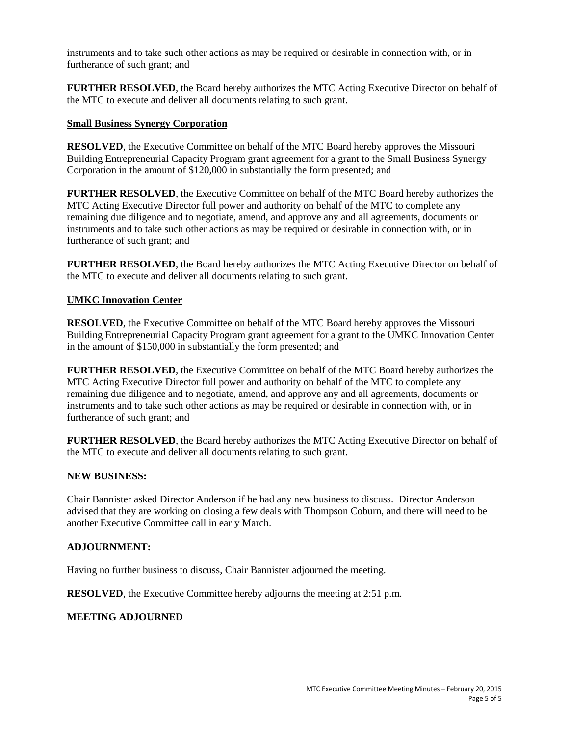instruments and to take such other actions as may be required or desirable in connection with, or in furtherance of such grant; and

**FURTHER RESOLVED**, the Board hereby authorizes the MTC Acting Executive Director on behalf of the MTC to execute and deliver all documents relating to such grant.

**Small Business Synergy Corporation**

**RESOLVED**, the Executive Committee on behalf of the MTC Board hereby approves the Missouri Building Entrepreneurial Capacity Program grant agreement for a grant to the Small Business Synergy Corporation in the amount of $120,000 in substantially the form presented; and

**FURTHER RESOLVED**, the Executive Committee on behalf of the MTC Board hereby authorizes the MTC Acting Executive Director full power and authority on behalf of the MTC to complete any remaining due diligence and to negotiate, amend, and approve any and all agreements, documents or instruments and to take such other actions as may be required or desirable in connection with, or in furtherance of such grant; and

**FURTHER RESOLVED**, the Board hereby authorizes the MTC Acting Executive Director on behalf of the MTC to execute and deliver all documents relating to such grant.

**UMKC Innovation Center**

**RESOLVED**, the Executive Committee on behalf of the MTC Board hereby approves the Missouri Building Entrepreneurial Capacity Program grant agreement for a grant to the UMKC Innovation Center in the amount of $150,000 in substantially the form presented; and

**FURTHER RESOLVED**, the Executive Committee on behalf of the MTC Board hereby authorizes the MTC Acting Executive Director full power and authority on behalf of the MTC to complete any remaining due diligence and to negotiate, amend, and approve any and all agreements, documents or instruments and to take such other actions as may be required or desirable in connection with, or in furtherance of such grant; and

**FURTHER RESOLVED**, the Board hereby authorizes the MTC Acting Executive Director on behalf of the MTC to execute and deliver all documents relating to such grant.

**NEW BUSINESS:**

Chair Bannister asked Director Anderson if he had any new business to discuss. Director Anderson advised that they are working on closing a few deals with Thompson Coburn, and there will need to be another Executive Committee call in early March.

**ADJOURNMENT:**

Having no further business to discuss, Chair Bannister adjourned the meeting.

**RESOLVED**, the Executive Committee hereby adjourns the meeting at 2:51 p.m.

**MEETING ADJOURNED**